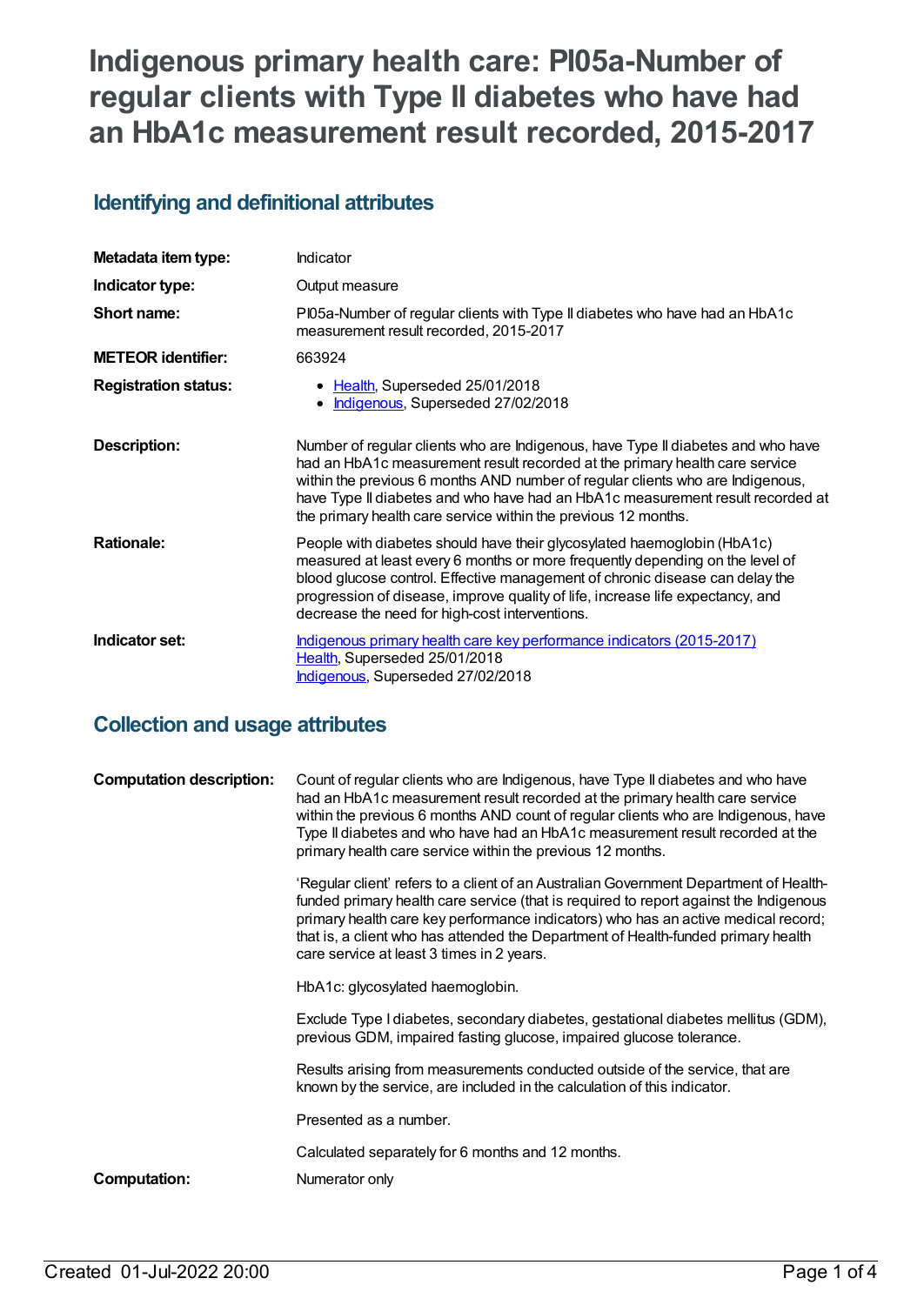# Indigenous primary health care: PI05a-Number of regular clients with Type II diabetes who have had an HbA1c measurement result recorded, 2015-2017

## Identifying and definitional attributes

| | |
|---|---|
| **Metadata item type:** | Indicator |
| **Indicator type:** | Output measure |
| **Short name:** | PI05a-Number of regular clients with Type II diabetes who have had an HbA1c measurement result recorded, 2015-2017 |
| **METEOR identifier:** | 663924 |
| **Registration status:** | • Health, Superseded 25/01/2018<br>• Indigenous, Superseded 27/02/2018 |
| **Description:** | Number of regular clients who are Indigenous, have Type II diabetes and who have had an HbA1c measurement result recorded at the primary health care service within the previous 6 months AND number of regular clients who are Indigenous, have Type II diabetes and who have had an HbA1c measurement result recorded at the primary health care service within the previous 12 months. |
| **Rationale:** | People with diabetes should have their glycosylated haemoglobin (HbA1c) measured at least every 6 months or more frequently depending on the level of blood glucose control. Effective management of chronic disease can delay the progression of disease, improve quality of life, increase life expectancy, and decrease the need for high-cost interventions. |
| **Indicator set:** | Indigenous primary health care key performance indicators (2015-2017)<br>Health, Superseded 25/01/2018<br>Indigenous, Superseded 27/02/2018 |

## Collection and usage attributes

**Computation description:**

Count of regular clients who are Indigenous, have Type II diabetes and who have had an HbA1c measurement result recorded at the primary health care service within the previous 6 months AND count of regular clients who are Indigenous, have Type II diabetes and who have had an HbA1c measurement result recorded at the primary health care service within the previous 12 months.

'Regular client' refers to a client of an Australian Government Department of Health-funded primary health care service (that is required to report against the Indigenous primary health care key performance indicators) who has an active medical record; that is, a client who has attended the Department of Health-funded primary health care service at least 3 times in 2 years.

HbA1c: glycosylated haemoglobin.

Exclude Type I diabetes, secondary diabetes, gestational diabetes mellitus (GDM), previous GDM, impaired fasting glucose, impaired glucose tolerance.

Results arising from measurements conducted outside of the service, that are known by the service, are included in the calculation of this indicator.

Presented as a number.

Calculated separately for 6 months and 12 months.

**Computation:** Numerator only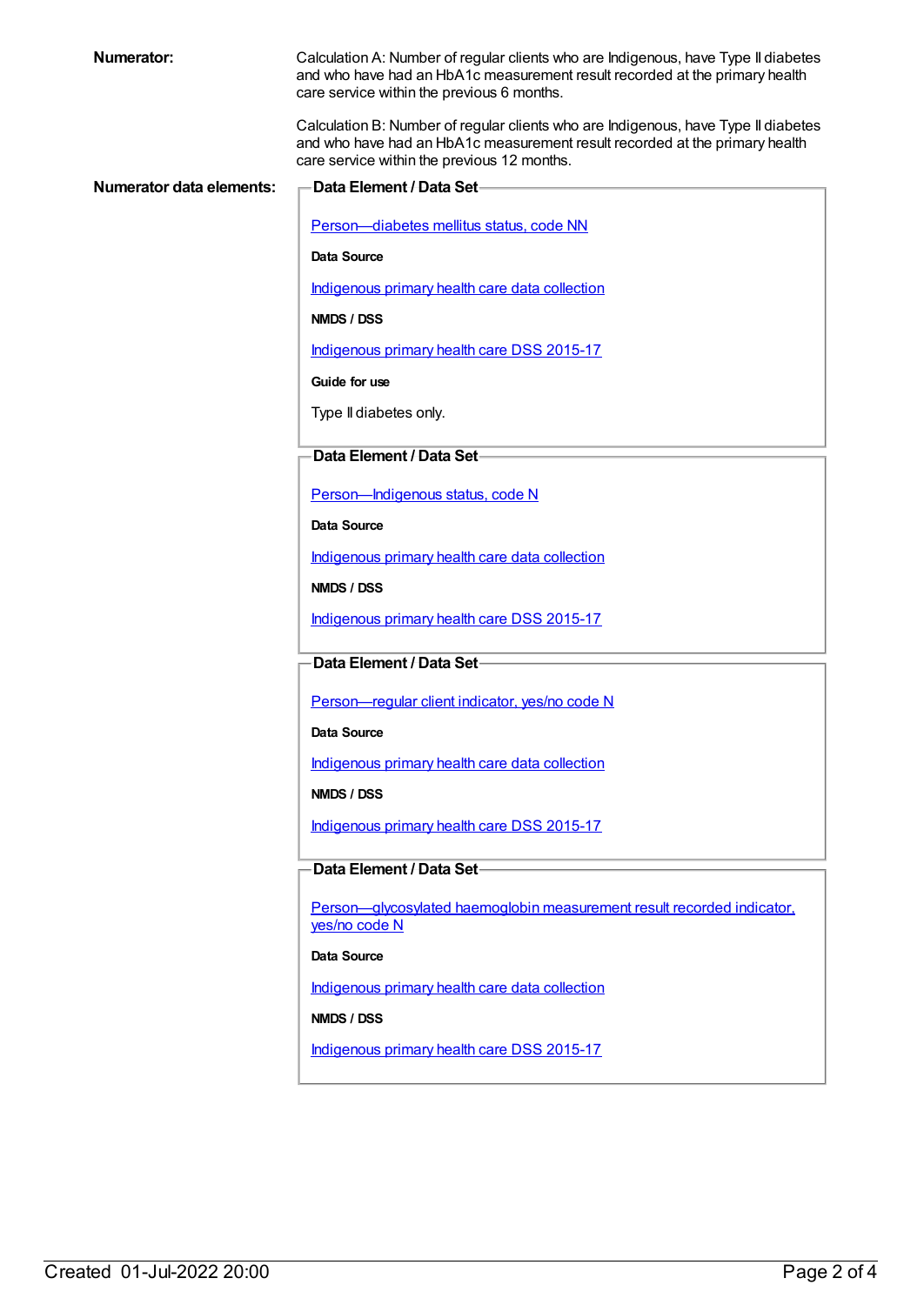**Numerator:**

Calculation A: Number of regular clients who are Indigenous, have Type II diabetes and who have had an HbA1c measurement result recorded at the primary health care service within the previous 6 months.

Calculation B: Number of regular clients who are Indigenous, have Type II diabetes and who have had an HbA1c measurement result recorded at the primary health care service within the previous 12 months.

**Numerator data elements:**

**Data Element / Data Set**

Person—diabetes mellitus status, code NN

**Data Source**

Indigenous primary health care data collection

**NMDS / DSS**

Indigenous primary health care DSS 2015-17

**Guide for use**

Type II diabetes only.

**Data Element / Data Set**

Person—Indigenous status, code N

**Data Source**

Indigenous primary health care data collection

**NMDS / DSS**

Indigenous primary health care DSS 2015-17

**Data Element / Data Set**

Person—regular client indicator, yes/no code N

**Data Source**

Indigenous primary health care data collection

**NMDS / DSS**

Indigenous primary health care DSS 2015-17

**Data Element / Data Set**

Person—glycosylated haemoglobin measurement result recorded indicator, yes/no code N

**Data Source**

Indigenous primary health care data collection

**NMDS / DSS**

Indigenous primary health care DSS 2015-17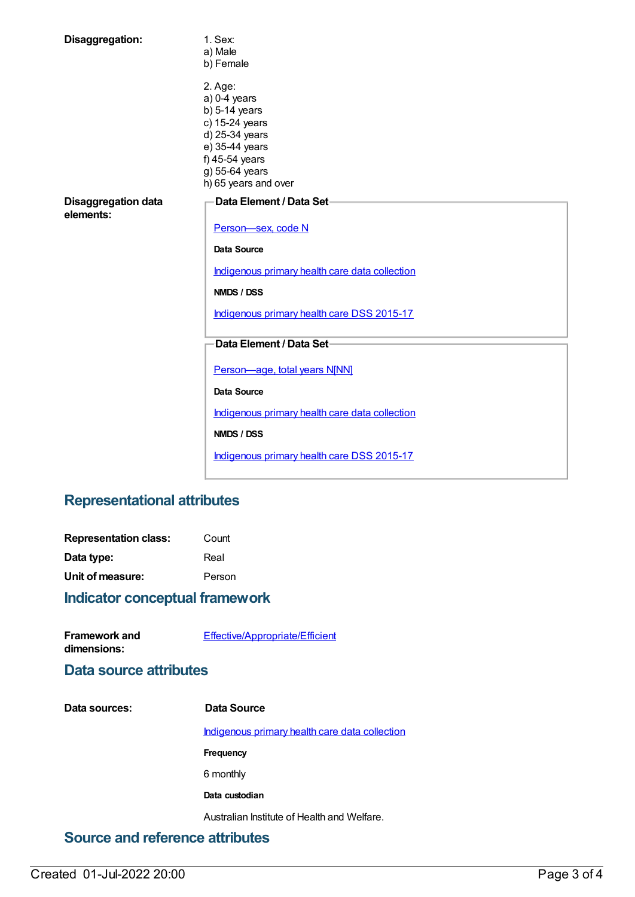**Disaggregation:**

1. Sex:
a) Male
b) Female

2. Age:
a) 0-4 years
b) 5-14 years
c) 15-24 years
d) 25-34 years
e) 35-44 years
f) 45-54 years
g) 55-64 years
h) 65 years and over

**Disaggregation data elements:**

**Data Element / Data Set**

Person—sex, code N

**Data Source**

Indigenous primary health care data collection

**NMDS / DSS**

Indigenous primary health care DSS 2015-17

**Data Element / Data Set**

Person—age, total years N[NN]

**Data Source**

Indigenous primary health care data collection

**NMDS / DSS**

Indigenous primary health care DSS 2015-17

## Representational attributes

**Representation class:** Count

**Data type:** Real

**Unit of measure:** Person

## Indicator conceptual framework

**Framework and dimensions:** Effective/Appropriate/Efficient

## Data source attributes

**Data sources:**

**Data Source**

Indigenous primary health care data collection

**Frequency**

6 monthly

**Data custodian**

Australian Institute of Health and Welfare.

## Source and reference attributes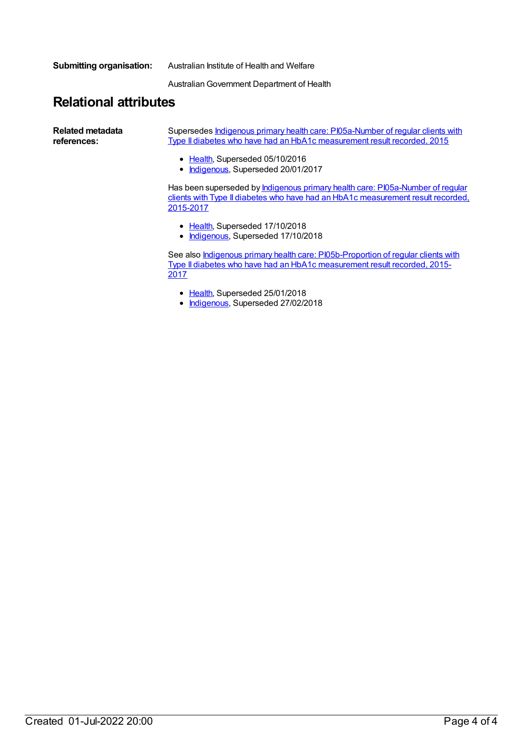**Submitting organisation:** Australian Institute of Health and Welfare

Australian Government Department of Health

## Relational attributes

**Related metadata references:**

Supersedes Indigenous primary health care: PI05a-Number of regular clients with Type II diabetes who have had an HbA1c measurement result recorded, 2015

- Health, Superseded 05/10/2016
- Indigenous, Superseded 20/01/2017

Has been superseded by Indigenous primary health care: PI05a-Number of regular clients with Type II diabetes who have had an HbA1c measurement result recorded, 2015-2017

- Health, Superseded 17/10/2018
- Indigenous, Superseded 17/10/2018

See also Indigenous primary health care: PI05b-Proportion of regular clients with Type II diabetes who have had an HbA1c measurement result recorded, 2015-2017

- Health, Superseded 25/01/2018
- Indigenous, Superseded 27/02/2018